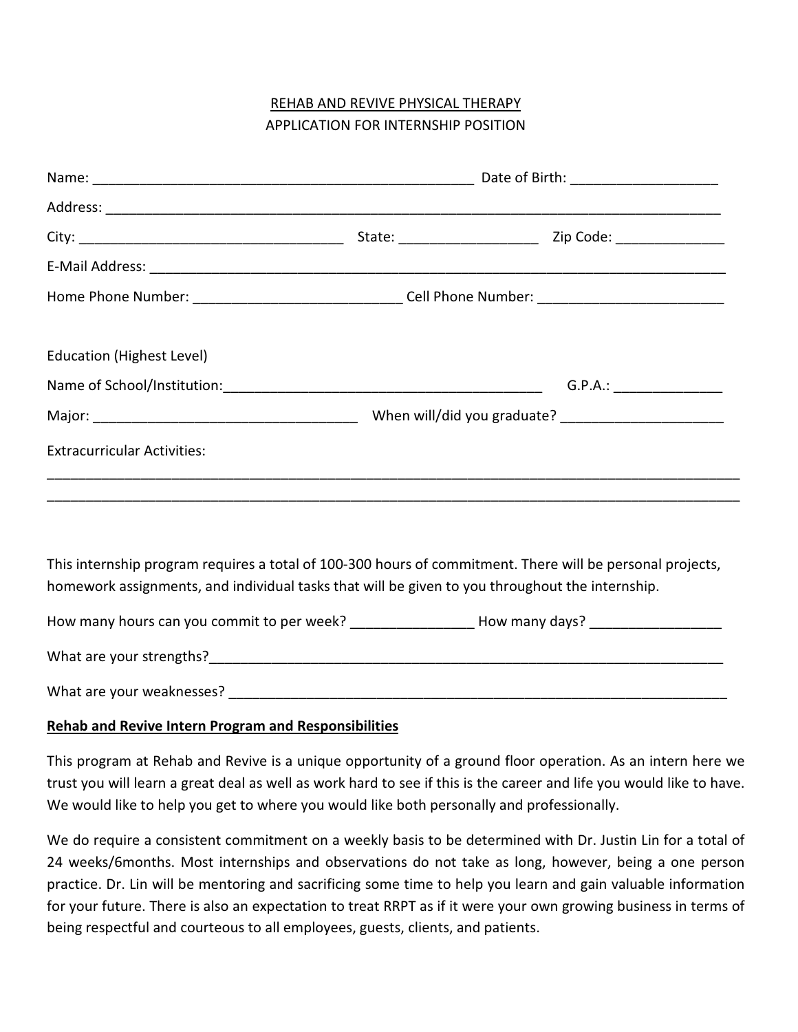REHAB AND REVIVE PHYSICAL THERAPY

APPLICATION FOR INTERNSHIP POSITION

Name: ___________________________________________________ Date of Birth: ___________________

Address: ___________________________________________________________________________________

City: __________________________________ State: __________________ Zip Code: ______________

E-Mail Address: ____________________________________________________________________________

Home Phone Number: ___________________________ Cell Phone Number: ________________________

Education (Highest Level)

Name of School/Institution:__________________________________________ G.P.A.: ______________

Major: __________________________________ When will/did you graduate? _____________________

Extracurricular Activities:

___________________________________________________________________________________________

___________________________________________________________________________________________

This internship program requires a total of 100-300 hours of commitment. There will be personal projects, homework assignments, and individual tasks that will be given to you throughout the internship.

How many hours can you commit to per week? ________________ How many days? _________________

What are your strengths?______________________________________________________________________

What are your weaknesses? ____________________________________________________________________

**Rehab and Revive Intern Program and Responsibilities**

This program at Rehab and Revive is a unique opportunity of a ground floor operation. As an intern here we trust you will learn a great deal as well as work hard to see if this is the career and life you would like to have. We would like to help you get to where you would like both personally and professionally.

We do require a consistent commitment on a weekly basis to be determined with Dr. Justin Lin for a total of 24 weeks/6months. Most internships and observations do not take as long, however, being a one person practice. Dr. Lin will be mentoring and sacrificing some time to help you learn and gain valuable information for your future. There is also an expectation to treat RRPT as if it were your own growing business in terms of being respectful and courteous to all employees, guests, clients, and patients.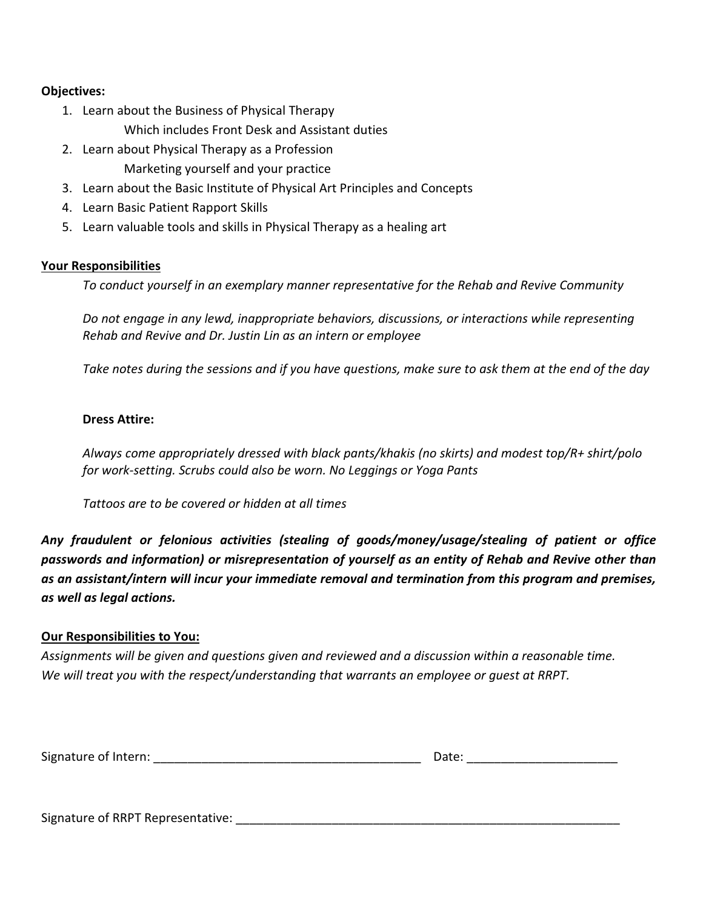**Objectives:**

1. Learn about the Business of Physical Therapy
   Which includes Front Desk and Assistant duties
2. Learn about Physical Therapy as a Profession
   Marketing yourself and your practice
3. Learn about the Basic Institute of Physical Art Principles and Concepts
4. Learn Basic Patient Rapport Skills
5. Learn valuable tools and skills in Physical Therapy as a healing art

**Your Responsibilities**

*To conduct yourself in an exemplary manner representative for the Rehab and Revive Community*

*Do not engage in any lewd, inappropriate behaviors, discussions, or interactions while representing Rehab and Revive and Dr. Justin Lin as an intern or employee*

*Take notes during the sessions and if you have questions, make sure to ask them at the end of the day*

**Dress Attire:**

*Always come appropriately dressed with black pants/khakis (no skirts) and modest top/R+ shirt/polo for work-setting. Scrubs could also be worn. No Leggings or Yoga Pants*

*Tattoos are to be covered or hidden at all times*

***Any fraudulent or felonious activities (stealing of goods/money/usage/stealing of patient or office passwords and information) or misrepresentation of yourself as an entity of Rehab and Revive other than as an assistant/intern will incur your immediate removal and termination from this program and premises, as well as legal actions.***

**Our Responsibilities to You:**

*Assignments will be given and questions given and reviewed and a discussion within a reasonable time.*
*We will treat you with the respect/understanding that warrants an employee or guest at RRPT.*

Signature of Intern: _______________________________________ Date: _____________________

Signature of RRPT Representative: _________________________________________________________